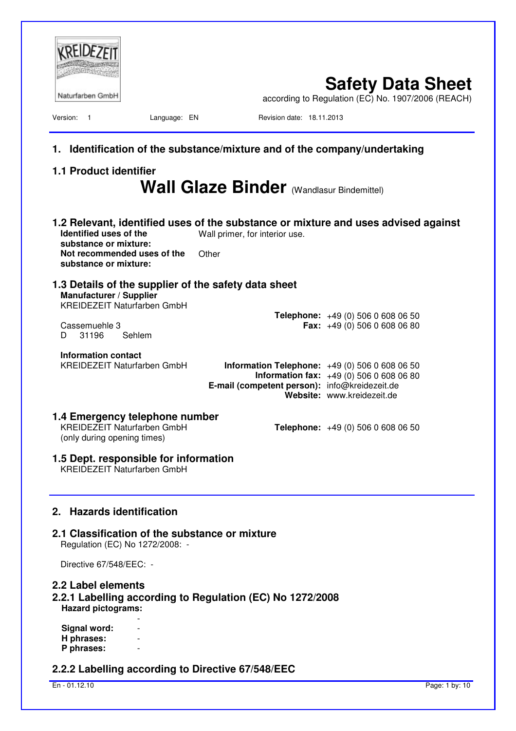KREIDEZEIT Naturfarben GmbH

# Safety Data Sheet

according to Regulation (EC) No. 1907/2006 (REACH)

Version: 1 Language: EN Revision date: 18.11.2013

## 1. Identification of the substance/mixture and of the company/undertaking

### 1.1 Product identifier

**Wall Glaze Binder** (Wandlasur Bindemittel)

### 1.2 Relevant, identified uses of the substance or mixture and uses advised against

**Identified uses of the substance or mixture:** Wall primer, for interior use.

**Not recommended uses of the substance or mixture:** Other

### 1.3 Details of the supplier of the safety data sheet

**Manufacturer / Supplier**

KREIDEZEIT Naturfarben GmbH

Cassemuehle 3
D 31196 Sehlem

**Telephone:** +49 (0) 506 0 608 06 50
**Fax:** +49 (0) 506 0 608 06 80

**Information contact**

KREIDEZEIT Naturfarben GmbH

**Information Telephone:** +49 (0) 506 0 608 06 50
**Information fax:** +49 (0) 506 0 608 06 80
**E-mail (competent person):** info@kreidezeit.de
**Website:** www.kreidezeit.de

### 1.4 Emergency telephone number

KREIDEZEIT Naturfarben GmbH
(only during opening times)

**Telephone:** +49 (0) 506 0 608 06 50

### 1.5 Dept. responsible for information

KREIDEZEIT Naturfarben GmbH

## 2. Hazards identification

### 2.1 Classification of the substance or mixture

Regulation (EC) No 1272/2008: -

Directive 67/548/EEC: -

### 2.2 Label elements

### 2.2.1 Labelling according to Regulation (EC) No 1272/2008

**Hazard pictograms:**

-

**Signal word:** -
**H phrases:** -
**P phrases:** -

### 2.2.2 Labelling according to Directive 67/548/EEC

En - 01.12.10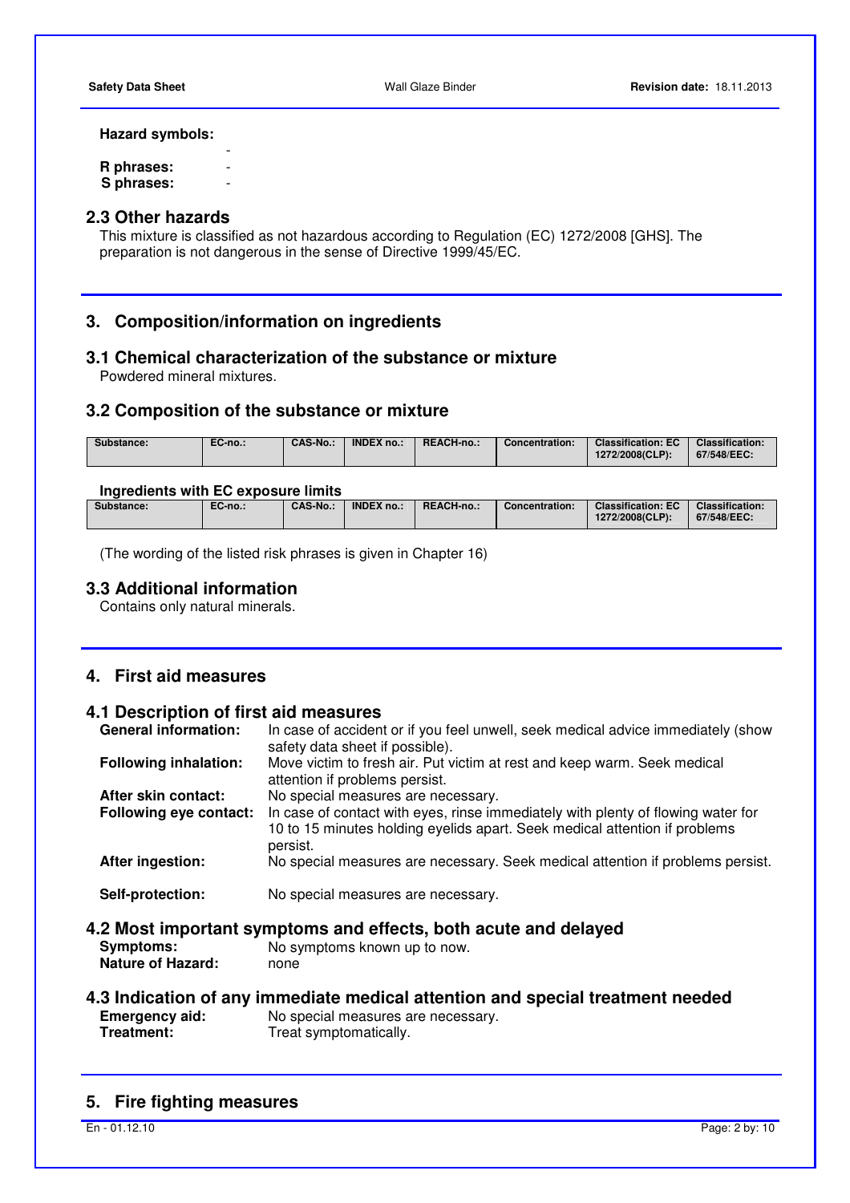**Hazard symbols:** -

**R phrases:** -

**S phrases:** -

## 2.3 Other hazards

This mixture is classified as not hazardous according to Regulation (EC) 1272/2008 [GHS]. The preparation is not dangerous in the sense of Directive 1999/45/EC.

# 3. Composition/information on ingredients

## 3.1 Chemical characterization of the substance or mixture

Powdered mineral mixtures.

## 3.2 Composition of the substance or mixture

| Substance: | EC-no.: | CAS-No.: | INDEX no.: | REACH-no.: | Concentration: | Classification: EC 1272/2008(CLP): | Classification: 67/548/EEC: |
|---|---|---|---|---|---|---|---|

**Ingredients with EC exposure limits**

| Substance: | EC-no.: | CAS-No.: | INDEX no.: | REACH-no.: | Concentration: | Classification: EC 1272/2008(CLP): | Classification: 67/548/EEC: |
|---|---|---|---|---|---|---|---|

(The wording of the listed risk phrases is given in Chapter 16)

## 3.3 Additional information

Contains only natural minerals.

# 4. First aid measures

## 4.1 Description of first aid measures

**General information:** In case of accident or if you feel unwell, seek medical advice immediately (show safety data sheet if possible).

**Following inhalation:** Move victim to fresh air. Put victim at rest and keep warm. Seek medical attention if problems persist.

**After skin contact:** No special measures are necessary.

**Following eye contact:** In case of contact with eyes, rinse immediately with plenty of flowing water for 10 to 15 minutes holding eyelids apart. Seek medical attention if problems persist.

**After ingestion:** No special measures are necessary. Seek medical attention if problems persist.

**Self-protection:** No special measures are necessary.

## 4.2 Most important symptoms and effects, both acute and delayed

**Symptoms:** No symptoms known up to now.

**Nature of Hazard:** none

## 4.3 Indication of any immediate medical attention and special treatment needed

**Emergency aid:** No special measures are necessary.

**Treatment:** Treat symptomatically.

# 5. Fire fighting measures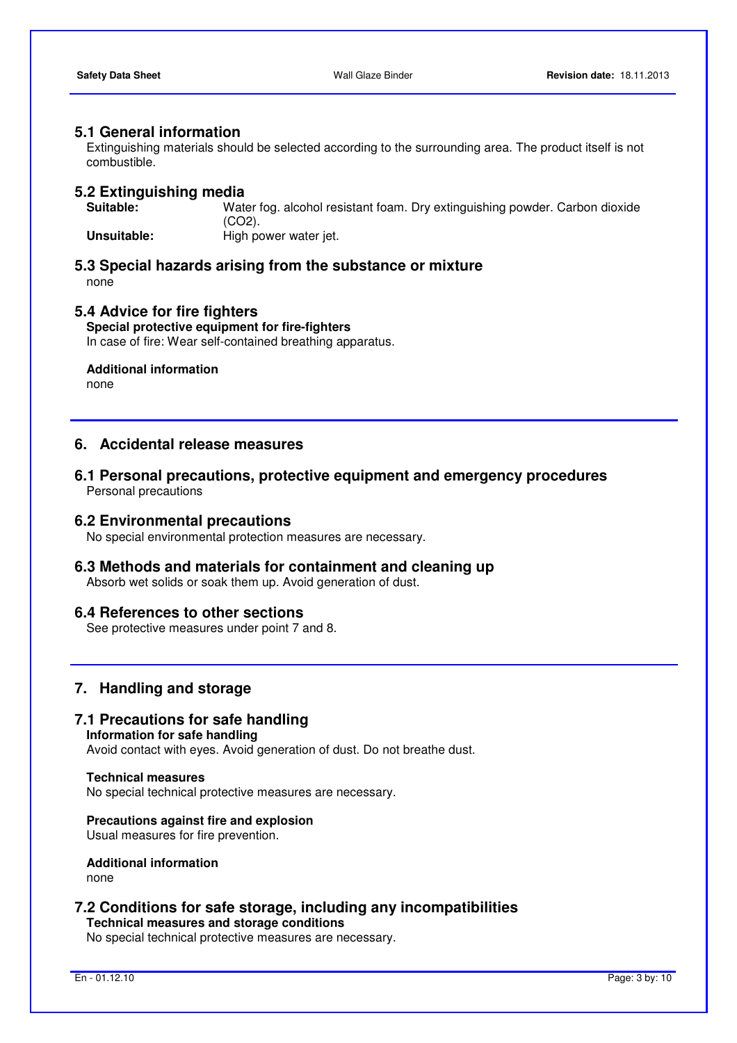## 5.1 General information

Extinguishing materials should be selected according to the surrounding area. The product itself is not combustible.

## 5.2 Extinguishing media

**Suitable:** Water fog. alcohol resistant foam. Dry extinguishing powder. Carbon dioxide ($CO_2$).

**Unsuitable:** High power water jet.

## 5.3 Special hazards arising from the substance or mixture

none

## 5.4 Advice for fire fighters

**Special protective equipment for fire-fighters**

In case of fire: Wear self-contained breathing apparatus.

**Additional information**

none

# 6. Accidental release measures

## 6.1 Personal precautions, protective equipment and emergency procedures

Personal precautions

## 6.2 Environmental precautions

No special environmental protection measures are necessary.

## 6.3 Methods and materials for containment and cleaning up

Absorb wet solids or soak them up. Avoid generation of dust.

## 6.4 References to other sections

See protective measures under point 7 and 8.

# 7. Handling and storage

## 7.1 Precautions for safe handling

**Information for safe handling**

Avoid contact with eyes. Avoid generation of dust. Do not breathe dust.

**Technical measures**

No special technical protective measures are necessary.

**Precautions against fire and explosion**

Usual measures for fire prevention.

**Additional information**

none

## 7.2 Conditions for safe storage, including any incompatibilities

**Technical measures and storage conditions**

No special technical protective measures are necessary.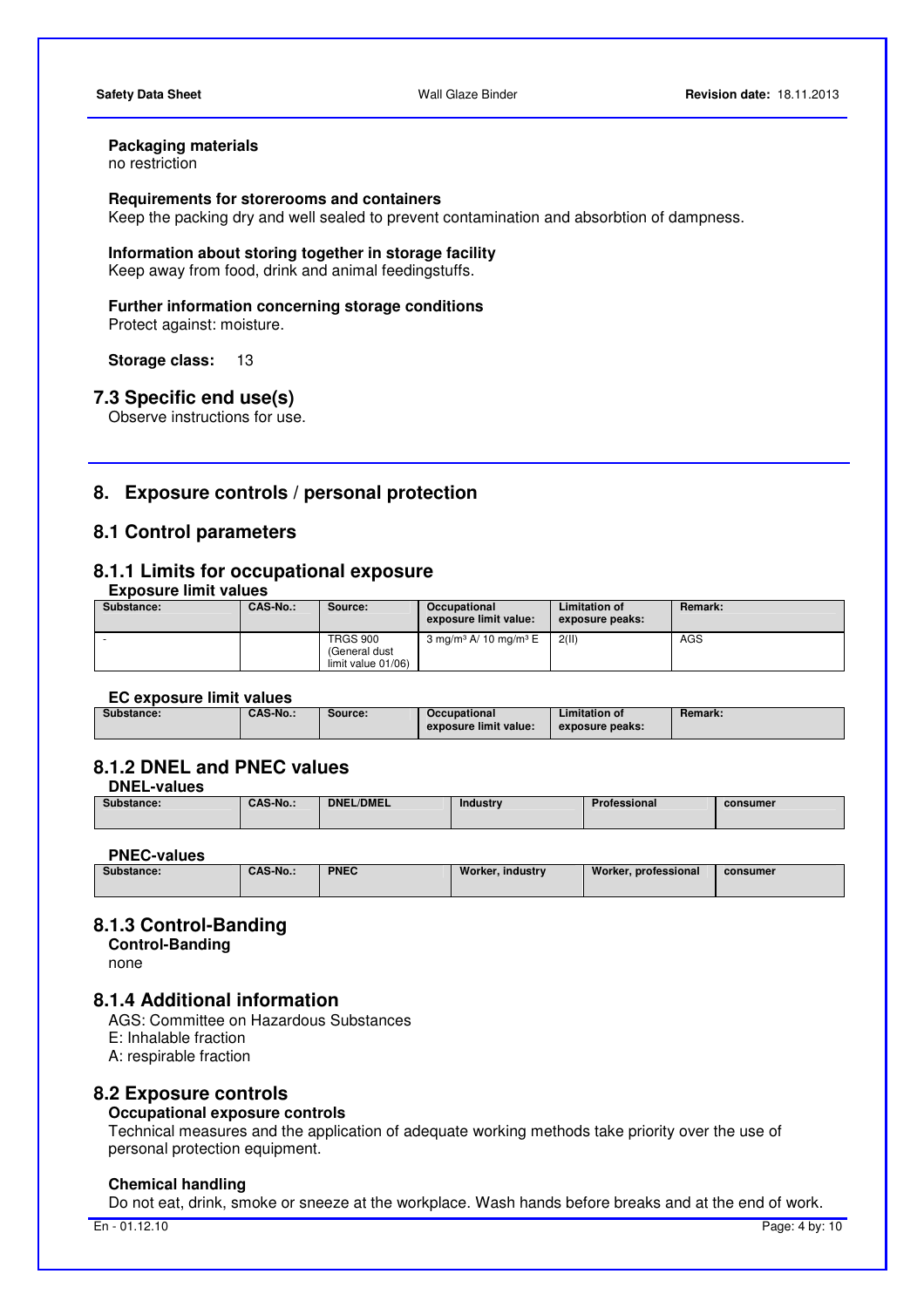**Packaging materials**
no restriction

**Requirements for storerooms and containers**
Keep the packing dry and well sealed to prevent contamination and absorbtion of dampness.

**Information about storing together in storage facility**
Keep away from food, drink and animal feedingstuffs.

**Further information concerning storage conditions**
Protect against: moisture.

**Storage class:** 13

## 7.3 Specific end use(s)

Observe instructions for use.

# 8. Exposure controls / personal protection

## 8.1 Control parameters

### 8.1.1 Limits for occupational exposure

**Exposure limit values**

| Substance: | CAS-No.: | Source: | Occupational exposure limit value: | Limitation of exposure peaks: | Remark: |
|---|---|---|---|---|---|
| - | | TRGS 900 (General dust limit value 01/06) | 3 mg/m³ A/ 10 mg/m³ E | 2(II) | AGS |

**EC exposure limit values**

| Substance: | CAS-No.: | Source: | Occupational exposure limit value: | Limitation of exposure peaks: | Remark: |
|---|---|---|---|---|---|

### 8.1.2 DNEL and PNEC values

**DNEL-values**

| Substance: | CAS-No.: | DNEL/DMEL | Industry | Professional | consumer |
|---|---|---|---|---|---|

**PNEC-values**

| Substance: | CAS-No.: | PNEC | Worker, industry | Worker, professional | consumer |
|---|---|---|---|---|---|

### 8.1.3 Control-Banding

**Control-Banding**
none

### 8.1.4 Additional information

AGS: Committee on Hazardous Substances
E: Inhalable fraction
A: respirable fraction

## 8.2 Exposure controls

**Occupational exposure controls**
Technical measures and the application of adequate working methods take priority over the use of personal protection equipment.

**Chemical handling**
Do not eat, drink, smoke or sneeze at the workplace. Wash hands before breaks and at the end of work.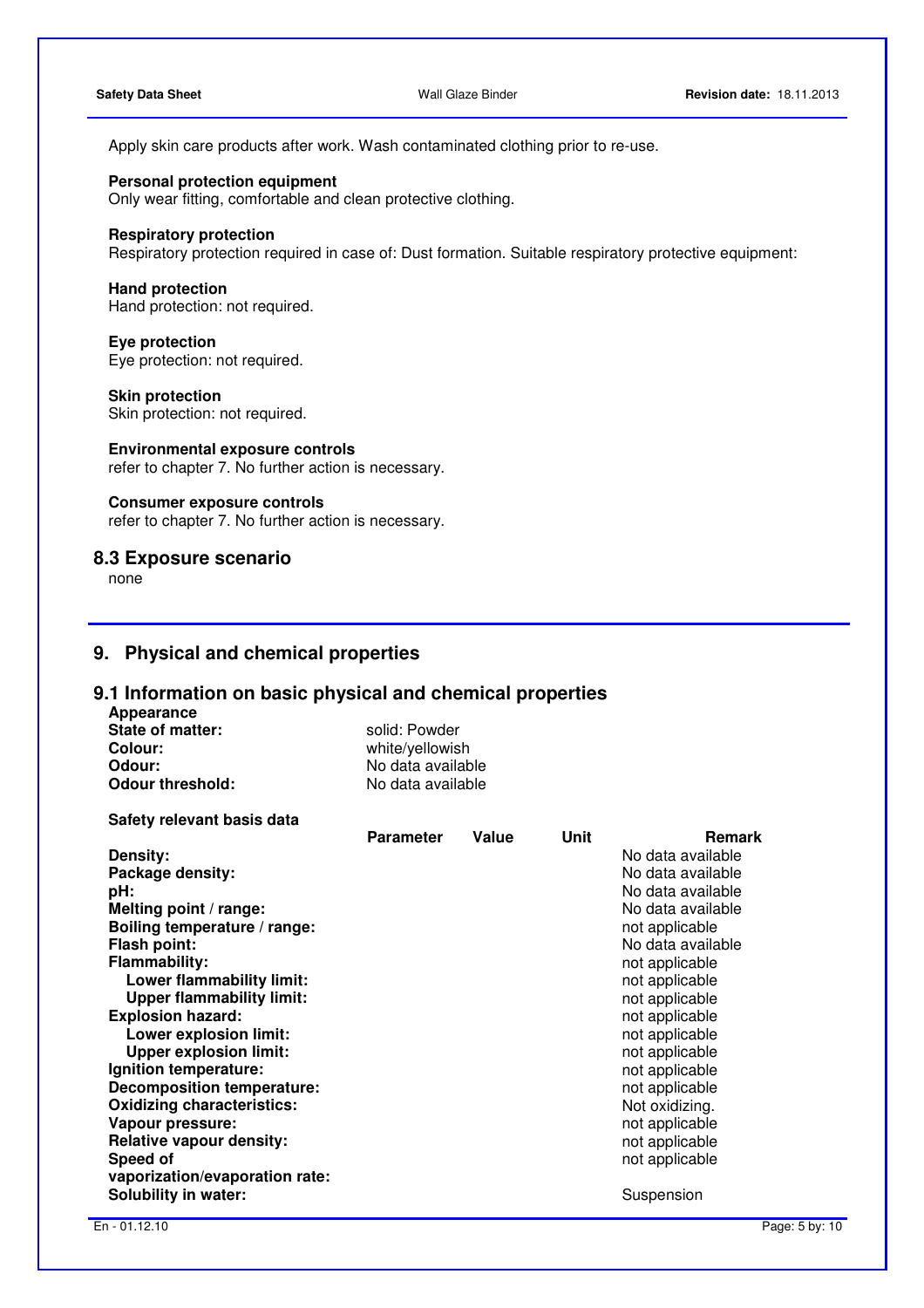Apply skin care products after work. Wash contaminated clothing prior to re-use.

**Personal protection equipment**
Only wear fitting, comfortable and clean protective clothing.

**Respiratory protection**
Respiratory protection required in case of: Dust formation. Suitable respiratory protective equipment:

**Hand protection**
Hand protection: not required.

**Eye protection**
Eye protection: not required.

**Skin protection**
Skin protection: not required.

**Environmental exposure controls**
refer to chapter 7. No further action is necessary.

**Consumer exposure controls**
refer to chapter 7. No further action is necessary.

### 8.3 Exposure scenario

none

## 9. Physical and chemical properties

### 9.1 Information on basic physical and chemical properties

**Appearance**

| | |
|---|---|
| **State of matter:** | solid: Powder |
| **Colour:** | white/yellowish |
| **Odour:** | No data available |
| **Odour threshold:** | No data available |

**Safety relevant basis data**

| | Parameter | Value | Unit | Remark |
|---|---|---|---|---|
| **Density:** | | | | No data available |
| **Package density:** | | | | No data available |
| **pH:** | | | | No data available |
| **Melting point / range:** | | | | No data available |
| **Boiling temperature / range:** | | | | not applicable |
| **Flash point:** | | | | No data available |
| **Flammability:** | | | | not applicable |
| **Lower flammability limit:** | | | | not applicable |
| **Upper flammability limit:** | | | | not applicable |
| **Explosion hazard:** | | | | not applicable |
| **Lower explosion limit:** | | | | not applicable |
| **Upper explosion limit:** | | | | not applicable |
| **Ignition temperature:** | | | | not applicable |
| **Decomposition temperature:** | | | | not applicable |
| **Oxidizing characteristics:** | | | | Not oxidizing. |
| **Vapour pressure:** | | | | not applicable |
| **Relative vapour density:** | | | | not applicable |
| **Speed of vaporization/evaporation rate:** | | | | not applicable |
| **Solubility in water:** | | | | Suspension |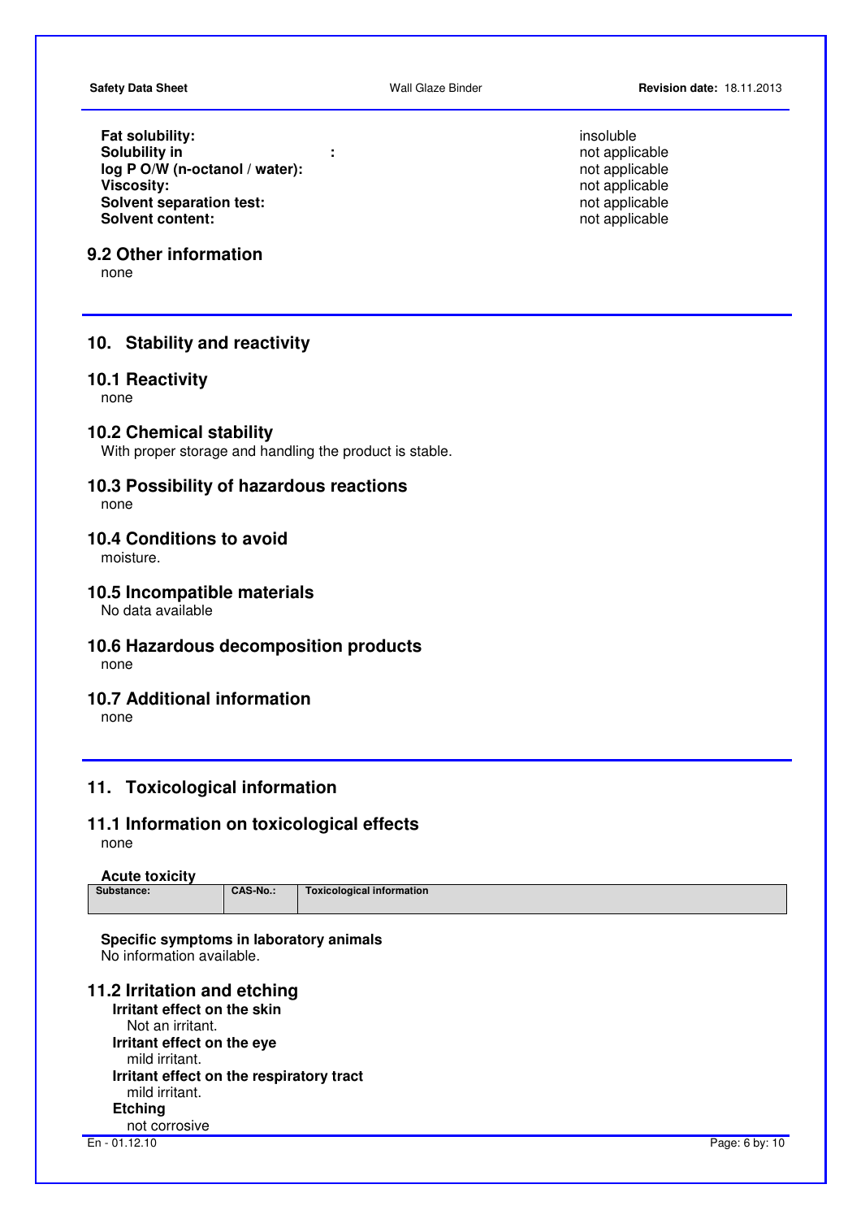**Fat solubility:** insoluble
**Solubility in :** not applicable
**log P O/W (n-octanol / water):** not applicable
**Viscosity:** not applicable
**Solvent separation test:** not applicable
**Solvent content:** not applicable

## 9.2 Other information

none

# 10. Stability and reactivity

## 10.1 Reactivity

none

## 10.2 Chemical stability

With proper storage and handling the product is stable.

## 10.3 Possibility of hazardous reactions

none

## 10.4 Conditions to avoid

moisture.

## 10.5 Incompatible materials

No data available

## 10.6 Hazardous decomposition products

none

## 10.7 Additional information

none

# 11. Toxicological information

## 11.1 Information on toxicological effects

none

**Acute toxicity**

| Substance: | CAS-No.: | Toxicological information |
|---|---|---|

**Specific symptoms in laboratory animals**
No information available.

## 11.2 Irritation and etching

**Irritant effect on the skin**
Not an irritant.
**Irritant effect on the eye**
mild irritant.
**Irritant effect on the respiratory tract**
mild irritant.
**Etching**
not corrosive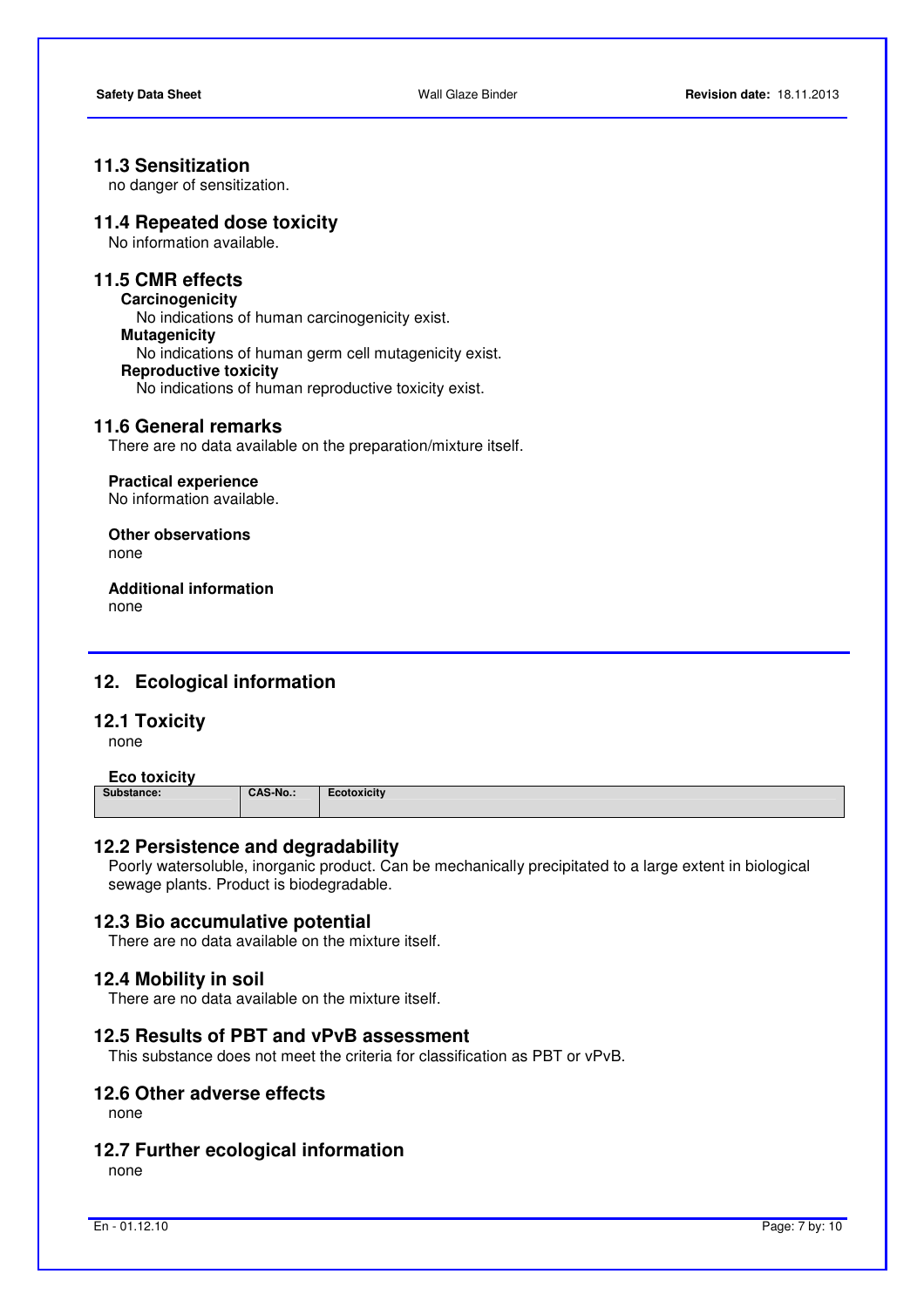### 11.3 Sensitization

no danger of sensitization.

### 11.4 Repeated dose toxicity

No information available.

### 11.5 CMR effects

**Carcinogenicity**

No indications of human carcinogenicity exist.

**Mutagenicity**

No indications of human germ cell mutagenicity exist.

**Reproductive toxicity**

No indications of human reproductive toxicity exist.

### 11.6 General remarks

There are no data available on the preparation/mixture itself.

**Practical experience**

No information available.

**Other observations**

none

**Additional information**

none

## 12. Ecological information

### 12.1 Toxicity

none

**Eco toxicity**

| Substance: | CAS-No.: | Ecotoxicity |
|---|---|---|

### 12.2 Persistence and degradability

Poorly watersoluble, inorganic product. Can be mechanically precipitated to a large extent in biological sewage plants. Product is biodegradable.

### 12.3 Bio accumulative potential

There are no data available on the mixture itself.

### 12.4 Mobility in soil

There are no data available on the mixture itself.

### 12.5 Results of PBT and vPvB assessment

This substance does not meet the criteria for classification as PBT or vPvB.

### 12.6 Other adverse effects

none

### 12.7 Further ecological information

none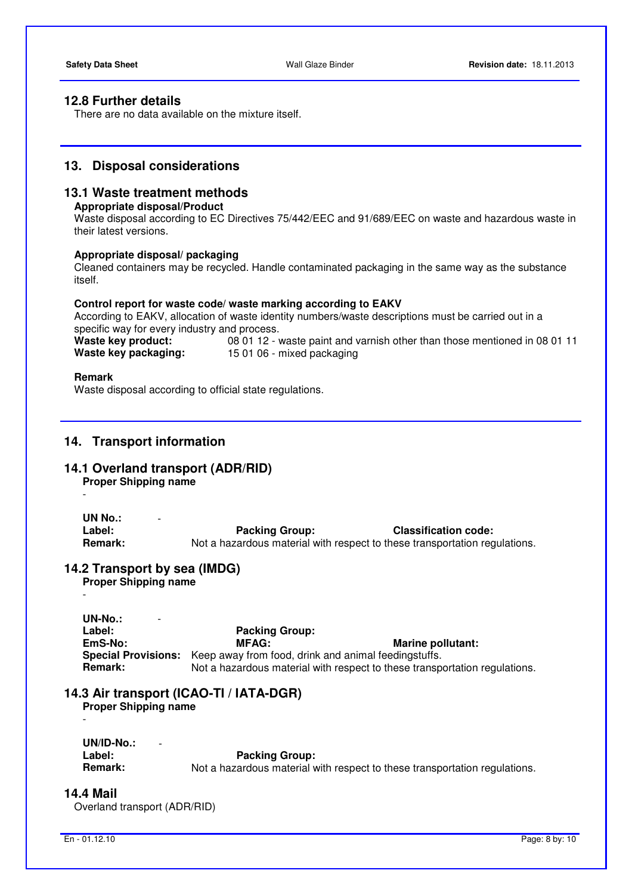## 12.8 Further details

There are no data available on the mixture itself.

## 13. Disposal considerations

### 13.1 Waste treatment methods

**Appropriate disposal/Product**

Waste disposal according to EC Directives 75/442/EEC and 91/689/EEC on waste and hazardous waste in their latest versions.

**Appropriate disposal/ packaging**

Cleaned containers may be recycled. Handle contaminated packaging in the same way as the substance itself.

**Control report for waste code/ waste marking according to EAKV**

According to EAKV, allocation of waste identity numbers/waste descriptions must be carried out in a specific way for every industry and process.

**Waste key product:** 08 01 12 - waste paint and varnish other than those mentioned in 08 01 11

**Waste key packaging:** 15 01 06 - mixed packaging

**Remark**

Waste disposal according to official state regulations.

## 14. Transport information

### 14.1 Overland transport (ADR/RID)

**Proper Shipping name**

-

**UN No.:** -

**Label:** **Packing Group:** **Classification code:**

**Remark:** Not a hazardous material with respect to these transportation regulations.

### 14.2 Transport by sea (IMDG)

**Proper Shipping name**

-

**UN-No.:** -

**Label:** **Packing Group:**

**EmS-No:** **MFAG:** **Marine pollutant:**

**Special Provisions:** Keep away from food, drink and animal feedingstuffs.

**Remark:** Not a hazardous material with respect to these transportation regulations.

### 14.3 Air transport (ICAO-TI / IATA-DGR)

**Proper Shipping name**

-

**UN/ID-No.:** -

**Label:** **Packing Group:**

**Remark:** Not a hazardous material with respect to these transportation regulations.

### 14.4 Mail

Overland transport (ADR/RID)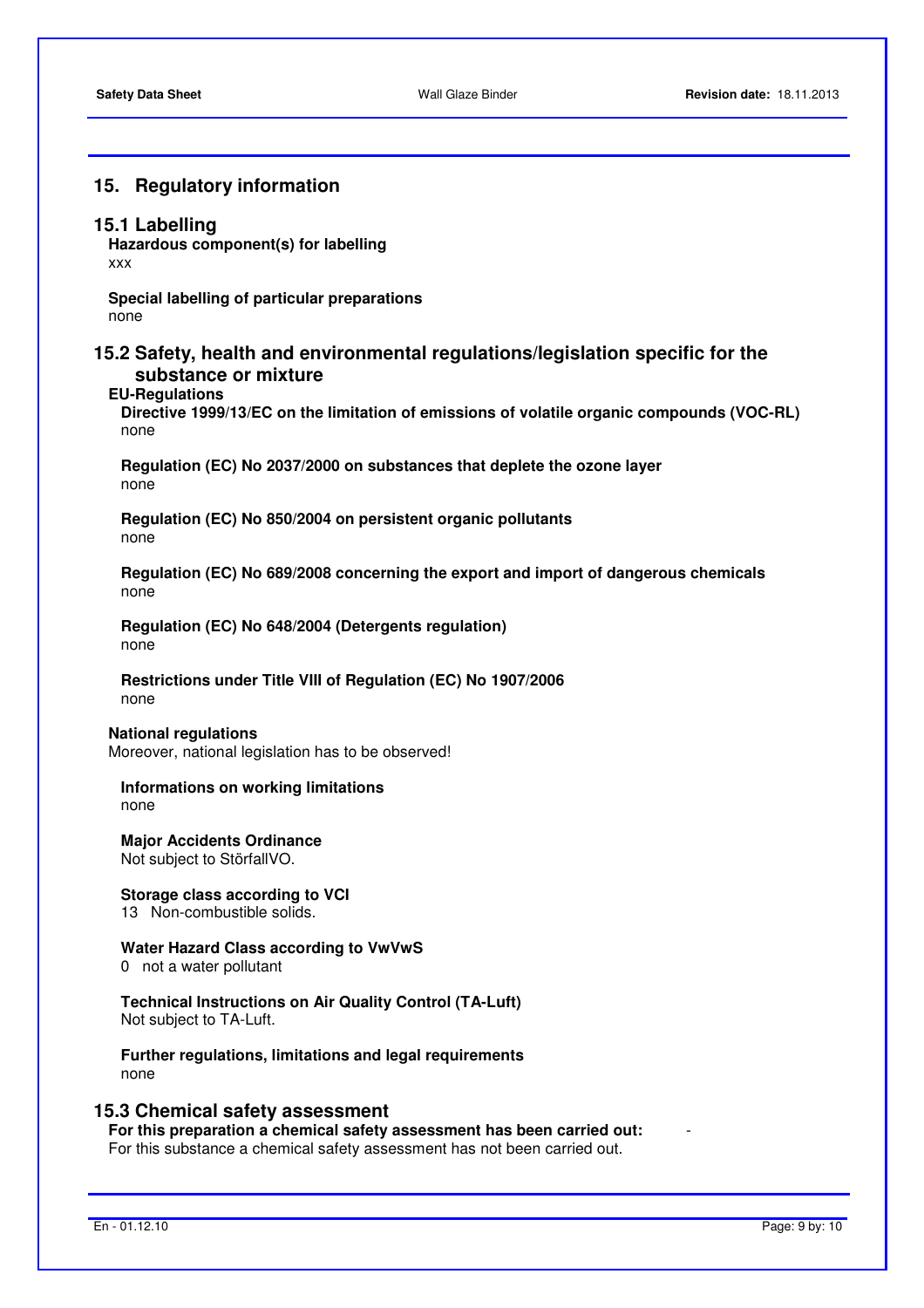## 15. Regulatory information

### 15.1 Labelling

**Hazardous component(s) for labelling**

xxx

**Special labelling of particular preparations**

none

### 15.2 Safety, health and environmental regulations/legislation specific for the substance or mixture

**EU-Regulations**

**Directive 1999/13/EC on the limitation of emissions of volatile organic compounds (VOC-RL)**

none

**Regulation (EC) No 2037/2000 on substances that deplete the ozone layer**

none

**Regulation (EC) No 850/2004 on persistent organic pollutants**

none

**Regulation (EC) No 689/2008 concerning the export and import of dangerous chemicals**

none

**Regulation (EC) No 648/2004 (Detergents regulation)**

none

**Restrictions under Title VIII of Regulation (EC) No 1907/2006**

none

**National regulations**

Moreover, national legislation has to be observed!

**Informations on working limitations**

none

**Major Accidents Ordinance**

Not subject to StörfallVO.

**Storage class according to VCI**

13 Non-combustible solids.

**Water Hazard Class according to VwVwS**

0 not a water pollutant

**Technical Instructions on Air Quality Control (TA-Luft)**

Not subject to TA-Luft.

**Further regulations, limitations and legal requirements**

none

### 15.3 Chemical safety assessment

**For this preparation a chemical safety assessment has been carried out:** -

For this substance a chemical safety assessment has not been carried out.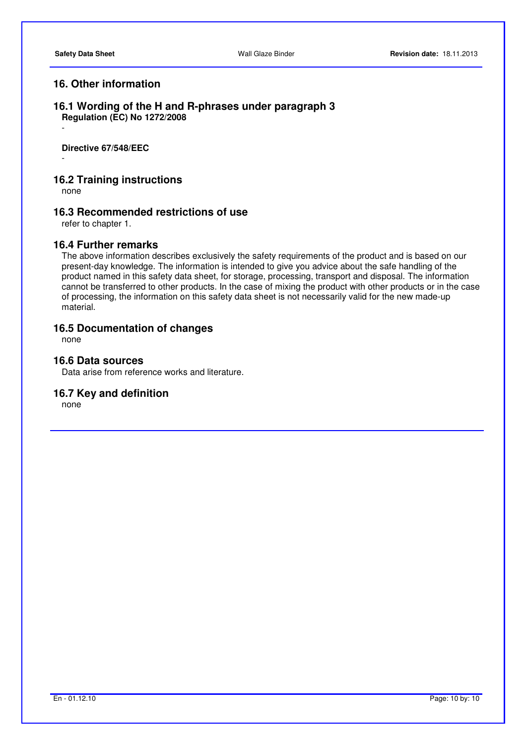## 16. Other information

### 16.1 Wording of the H and R-phrases under paragraph 3

**Regulation (EC) No 1272/2008**

-

**Directive 67/548/EEC**

-

### 16.2 Training instructions

none

### 16.3 Recommended restrictions of use

refer to chapter 1.

### 16.4 Further remarks

The above information describes exclusively the safety requirements of the product and is based on our present-day knowledge. The information is intended to give you advice about the safe handling of the product named in this safety data sheet, for storage, processing, transport and disposal. The information cannot be transferred to other products. In the case of mixing the product with other products or in the case of processing, the information on this safety data sheet is not necessarily valid for the new made-up material.

### 16.5 Documentation of changes

none

### 16.6 Data sources

Data arise from reference works and literature.

### 16.7 Key and definition

none